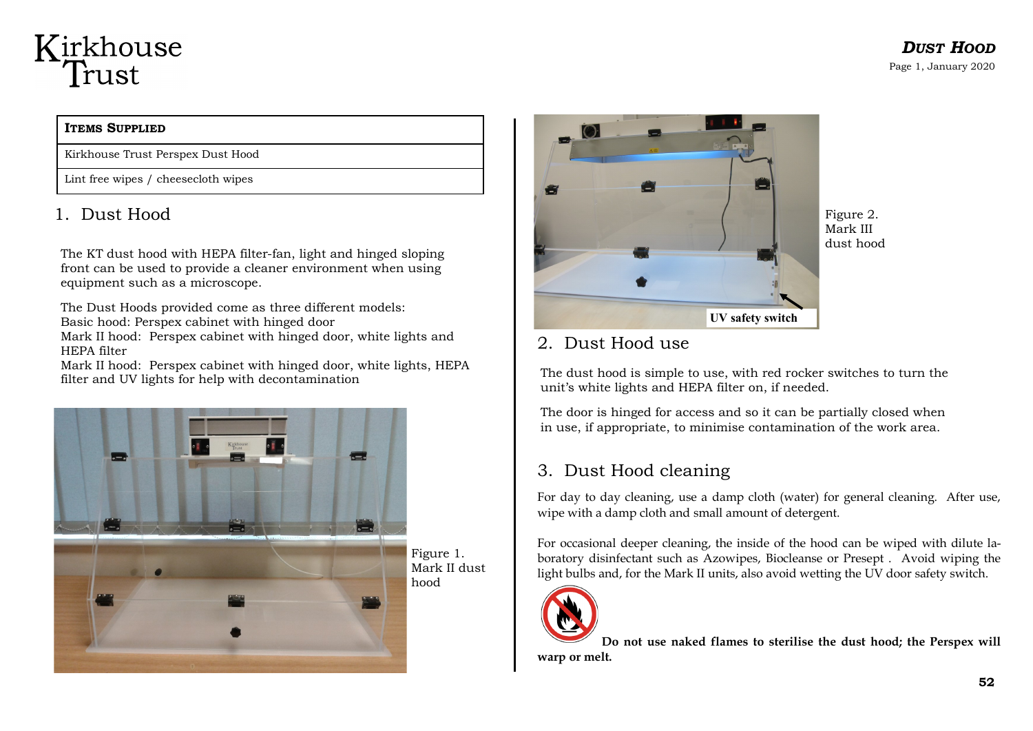| ITEMS SUPPLIED |
|---|
| Kirkhouse Trust Perspex Dust Hood |
| Lint free wipes / cheesecloth wipes |

## 1. Dust Hood

The KT dust hood with HEPA filter-fan, light and hinged sloping front can be used to provide a cleaner environment when using equipment such as a microscope.

The Dust Hoods provided come as three different models:
Basic hood: Perspex cabinet with hinged door
Mark II hood: Perspex cabinet with hinged door, white lights and HEPA filter
Mark II hood: Perspex cabinet with hinged door, white lights, HEPA filter and UV lights for help with decontamination

Figure 1. Mark II dust hood

UV safety switch

Figure 2. Mark III dust hood

## 2. Dust Hood use

The dust hood is simple to use, with red rocker switches to turn the unit's white lights and HEPA filter on, if needed.

The door is hinged for access and so it can be partially closed when in use, if appropriate, to minimise contamination of the work area.

## 3. Dust Hood cleaning

For day to day cleaning, use a damp cloth (water) for general cleaning. After use, wipe with a damp cloth and small amount of detergent.

For occasional deeper cleaning, the inside of the hood can be wiped with dilute laboratory disinfectant such as Azowipes, Biocleanse or Presept . Avoid wiping the light bulbs and, for the Mark II units, also avoid wetting the UV door safety switch.

**Do not use naked flames to sterilise the dust hood; the Perspex will warp or melt.**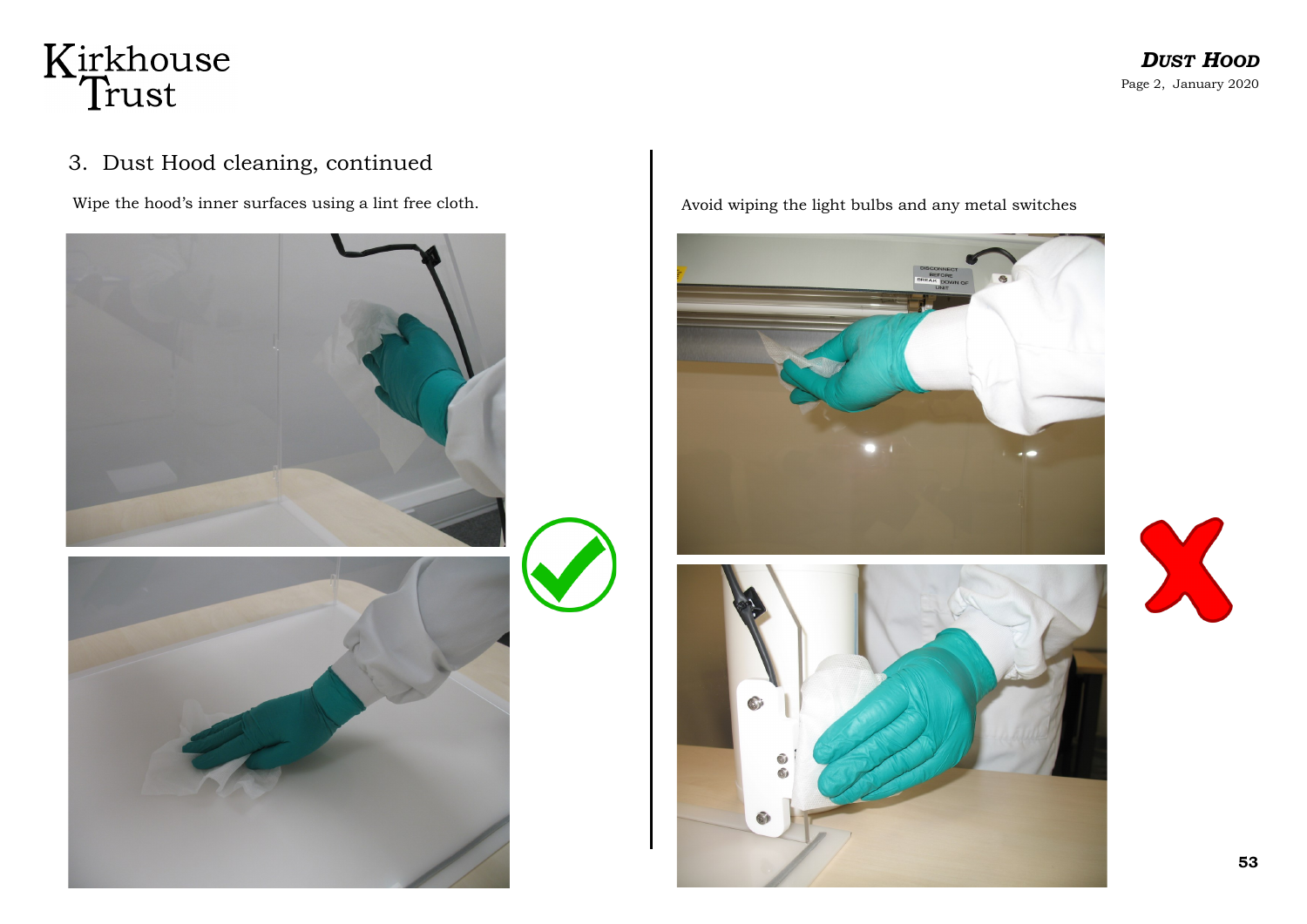## 3. Dust Hood cleaning, continued

Wipe the hood's inner surfaces using a lint free cloth.

Avoid wiping the light bulbs and any metal switches